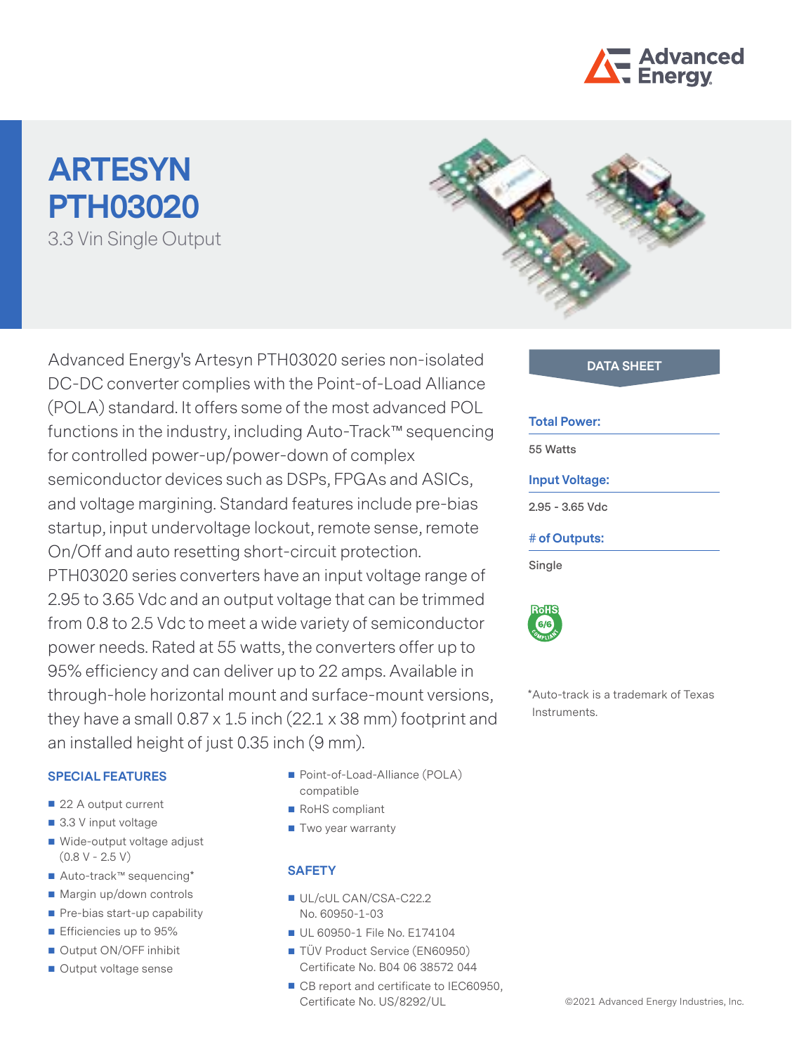# ARTESYN PTH03020

3.3 Vin Single Output

Advanced Energy's Artesyn PTH03020 series non-isolated DC-DC converter complies with the Point-of-Load Alliance (POLA) standard. It offers some of the most advanced POL functions in the industry, including Auto-Track™ sequencing for controlled power-up/power-down of complex semiconductor devices such as DSPs, FPGAs and ASICs, and voltage margining. Standard features include pre-bias startup, input undervoltage lockout, remote sense, remote On/Off and auto resetting short-circuit protection. PTH03020 series converters have an input voltage range of 2.95 to 3.65 Vdc and an output voltage that can be trimmed from 0.8 to 2.5 Vdc to meet a wide variety of semiconductor power needs. Rated at 55 watts, the converters offer up to 95% efficiency and can deliver up to 22 amps. Available in through-hole horizontal mount and surface-mount versions, they have a small 0.87 x 1.5 inch (22.1 x 38 mm) footprint and an installed height of just 0.35 inch (9 mm).

## DATA SHEET

**Total Power:**

55 Watts

**Input Voltage:**

2.95 - 3.65 Vdc

**# of Outputs:**

Single

*Auto-track is a trademark of Texas Instruments.

### SPECIAL FEATURES

- 22 A output current
- 3.3 V input voltage
- Wide-output voltage adjust (0.8 V - 2.5 V)
- Auto-track™ sequencing*
- Margin up/down controls
- Pre-bias start-up capability
- Efficiencies up to 95%
- Output ON/OFF inhibit
- Output voltage sense
- Point-of-Load-Alliance (POLA) compatible
- RoHS compliant
- Two year warranty

### SAFETY

- UL/cUL CAN/CSA-C22.2 No. 60950-1-03
- UL 60950-1 File No. E174104
- TÜV Product Service (EN60950) Certificate No. B04 06 38572 044
- CB report and certificate to IEC60950, Certificate No. US/8292/UL

©2021 Advanced Energy Industries, Inc.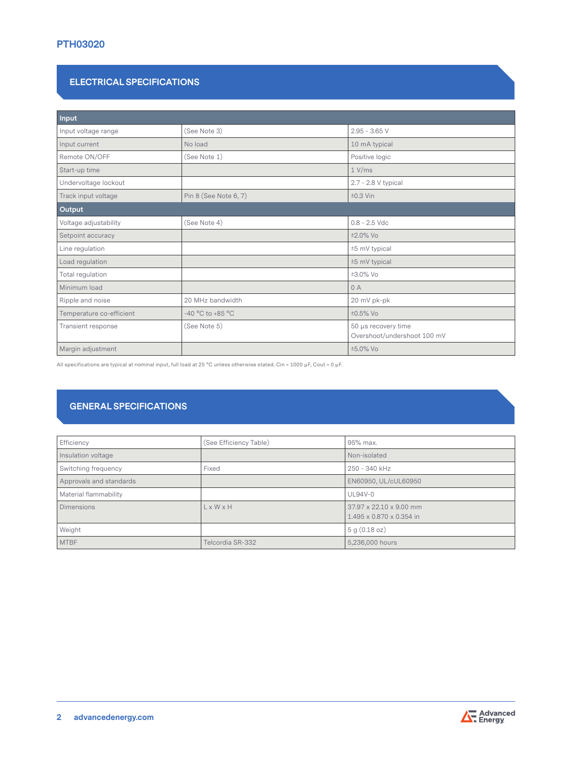# PTH03020

## ELECTRICAL SPECIFICATIONS

| Input | | |
|---|---|---|
| Input voltage range | (See Note 3) | 2.95 - 3.65 V |
| Input current | No load | 10 mA typical |
| Remote ON/OFF | (See Note 1) | Positive logic |
| Start-up time | | 1 V/ms |
| Undervoltage lockout | | 2.7 - 2.8 V typical |
| Track input voltage | Pin 8 (See Note 6, 7) | ±0.3 Vin |
| **Output** | | |
| Voltage adjustability | (See Note 4) | 0.8 - 2.5 Vdc |
| Setpoint accuracy | | ±2.0% Vo |
| Line regulation | | ±5 mV typical |
| Load regulation | | ±5 mV typical |
| Total regulation | | ±3.0% Vo |
| Minimum load | | 0 A |
| Ripple and noise | 20 MHz bandwidth | 20 mV pk-pk |
| Temperature co-efficient | -40 °C to +85 °C | ±0.5% Vo |
| Transient response | (See Note 5) | 50 µs recovery time<br>Overshoot/undershoot 100 mV |
| Margin adjustment | | ±5.0% Vo |

All specifications are typical at nominal input, full load at 25 °C unless otherwise stated. Cin = 1000 µF, Cout = 0 µF.

## GENERAL SPECIFICATIONS

| | | |
|---|---|---|
| Efficiency | (See Efficiency Table) | 95% max. |
| Insulation voltage | | Non-isolated |
| Switching frequency | Fixed | 250 - 340 kHz |
| Approvals and standards | | EN60950, UL/cUL60950 |
| Material flammability | | UL94V-0 |
| Dimensions | L x W x H | 37.97 x 22.10 x 9.00 mm<br>1.495 x 0.870 x 0.354 in |
| Weight | | 5 g (0.18 oz) |
| MTBF | Telcordia SR-332 | 5,236,000 hours |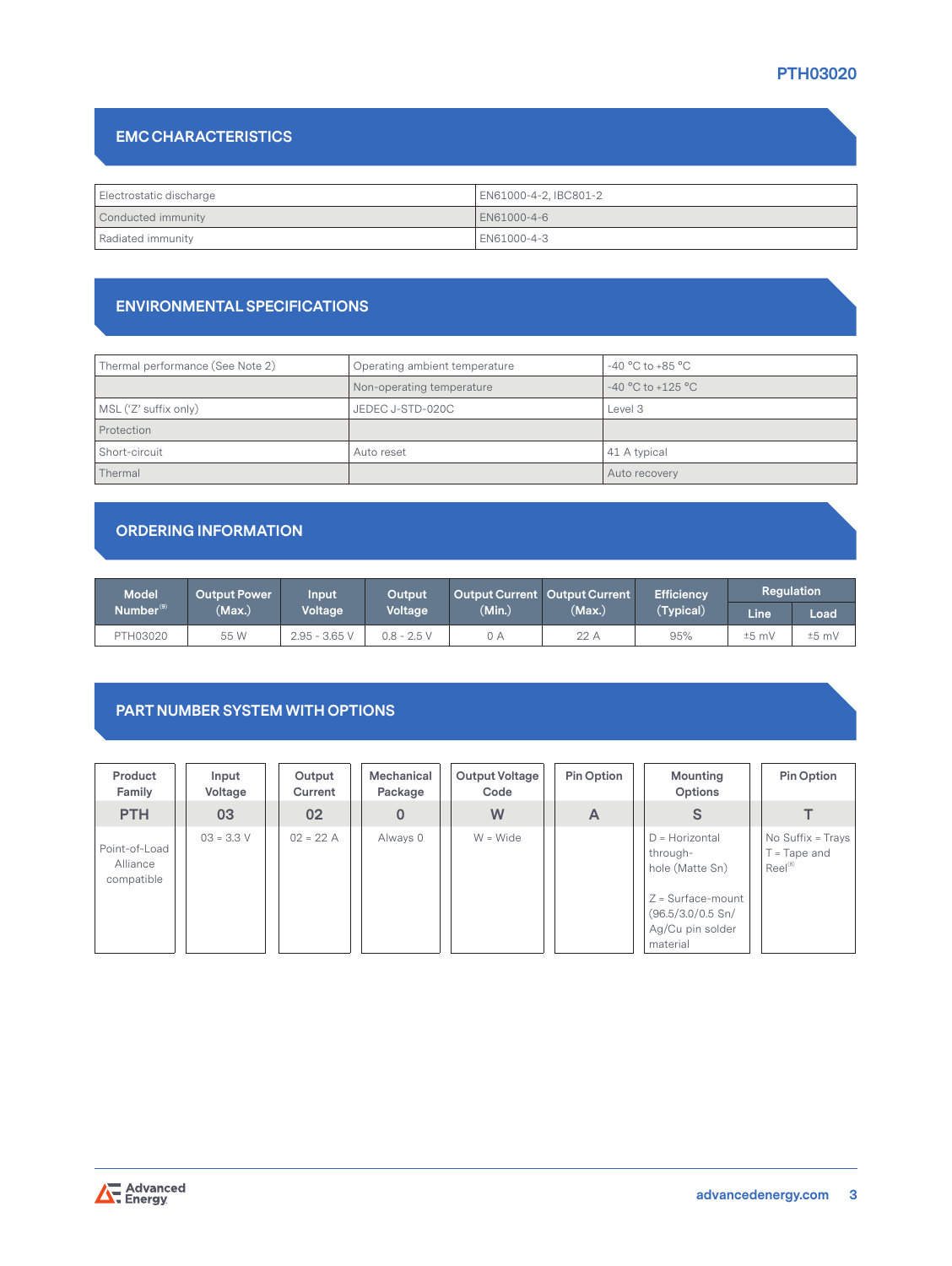## EMC CHARACTERISTICS

| | |
|---|---|
| Electrostatic discharge | EN61000-4-2, IBC801-2 |
| Conducted immunity | EN61000-4-6 |
| Radiated immunity | EN61000-4-3 |

## ENVIRONMENTAL SPECIFICATIONS

| | | |
|---|---|---|
| Thermal performance (See Note 2) | Operating ambient temperature | -40 °C to +85 °C |
| | Non-operating temperature | -40 °C to +125 °C |
| MSL ('Z' suffix only) | JEDEC J-STD-020C | Level 3 |
| Protection | | |
| Short-circuit | Auto reset | 41 A typical |
| Thermal | | Auto recovery |

## ORDERING INFORMATION

| Model Number[9] | Output Power (Max.) | Input Voltage | Output Voltage | Output Current (Min.) | Output Current (Max.) | Efficiency (Typical) | Regulation | |
|---|---|---|---|---|---|---|---|---|
| | | | | | | | Line | Load |
| PTH03020 | 55 W | 2.95 - 3.65 V | 0.8 - 2.5 V | 0 A | 22 A | 95% | ±5 mV | ±5 mV |

## PART NUMBER SYSTEM WITH OPTIONS

| Product Family | Input Voltage | Output Current | Mechanical Package | Output Voltage Code | Pin Option | Mounting Options | Pin Option |
|---|---|---|---|---|---|---|---|
| PTH | 03 | 02 | 0 | W | A | S | T |
| Point-of-Load Alliance compatible | 03 = 3.3 V | 02 = 22 A | Always 0 | W = Wide | | D = Horizontal through-hole (Matte Sn)<br><br>Z = Surface-mount (96.5/3.0/0.5 Sn/Ag/Cu pin solder material | No Suffix = Trays<br>T = Tape and Reel[8] |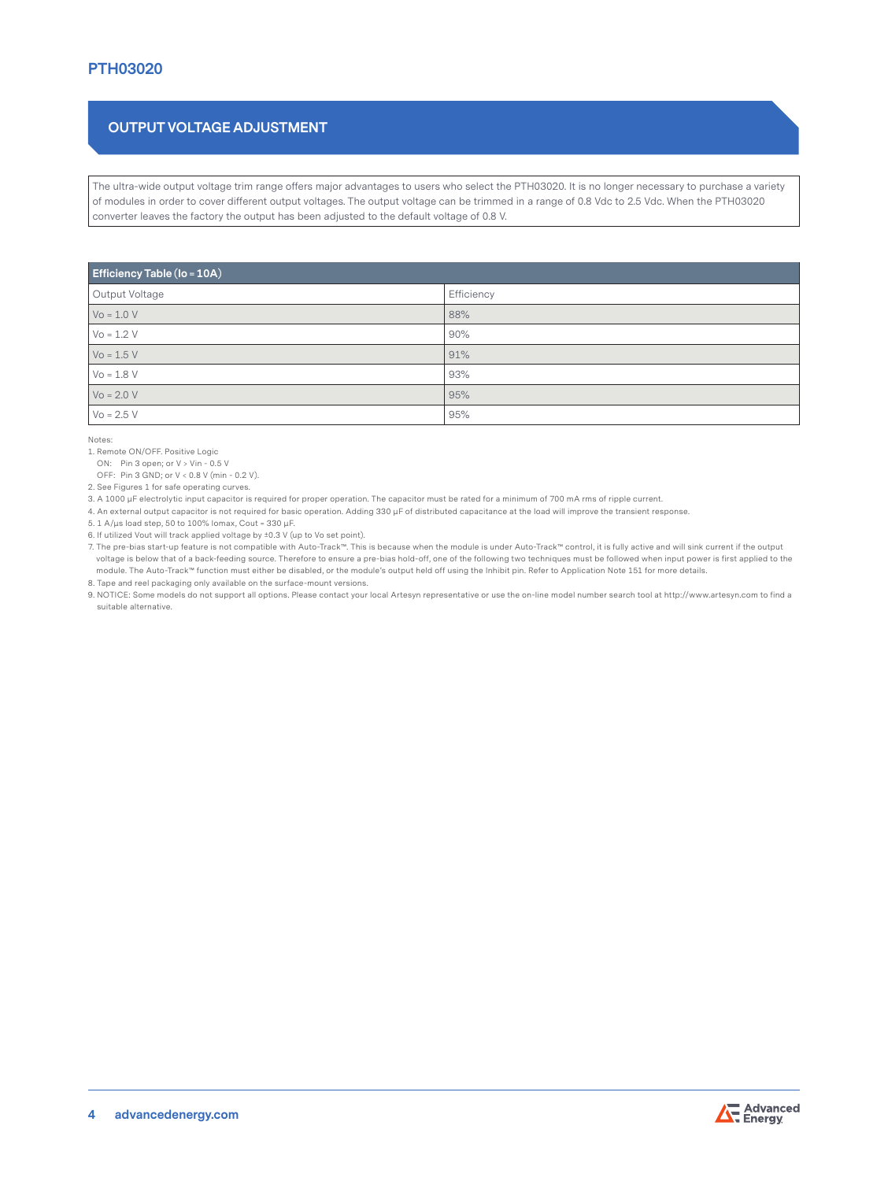## OUTPUT VOLTAGE ADJUSTMENT

The ultra-wide output voltage trim range offers major advantages to users who select the PTH03020. It is no longer necessary to purchase a variety of modules in order to cover different output voltages. The output voltage can be trimmed in a range of 0.8 Vdc to 2.5 Vdc. When the PTH03020 converter leaves the factory the output has been adjusted to the default voltage of 0.8 V.

| **Efficiency Table (Io = 10A)** | |
|---|---|
| Output Voltage | Efficiency |
| Vo = 1.0 V | 88% |
| Vo = 1.2 V | 90% |
| Vo = 1.5 V | 91% |
| Vo = 1.8 V | 93% |
| Vo = 2.0 V | 95% |
| Vo = 2.5 V | 95% |

Notes:

1. Remote ON/OFF. Positive Logic
   ON: Pin 3 open; or V > Vin - 0.5 V
   OFF: Pin 3 GND; or V < 0.8 V (min - 0.2 V).
2. See Figures 1 for safe operating curves.
3. A 1000 µF electrolytic input capacitor is required for proper operation. The capacitor must be rated for a minimum of 700 mA rms of ripple current.
4. An external output capacitor is not required for basic operation. Adding 330 µF of distributed capacitance at the load will improve the transient response.
5. 1 A/µs load step, 50 to 100% Iomax, Cout = 330 µF.
6. If utilized Vout will track applied voltage by ±0.3 V (up to Vo set point).
7. The pre-bias start-up feature is not compatible with Auto-Track™. This is because when the module is under Auto-Track™ control, it is fully active and will sink current if the output voltage is below that of a back-feeding source. Therefore to ensure a pre-bias hold-off, one of the following two techniques must be followed when input power is first applied to the module. The Auto-Track™ function must either be disabled, or the module's output held off using the Inhibit pin. Refer to Application Note 151 for more details.
8. Tape and reel packaging only available on the surface-mount versions.
9. NOTICE: Some models do not support all options. Please contact your local Artesyn representative or use the on-line model number search tool at http://www.artesyn.com to find a suitable alternative.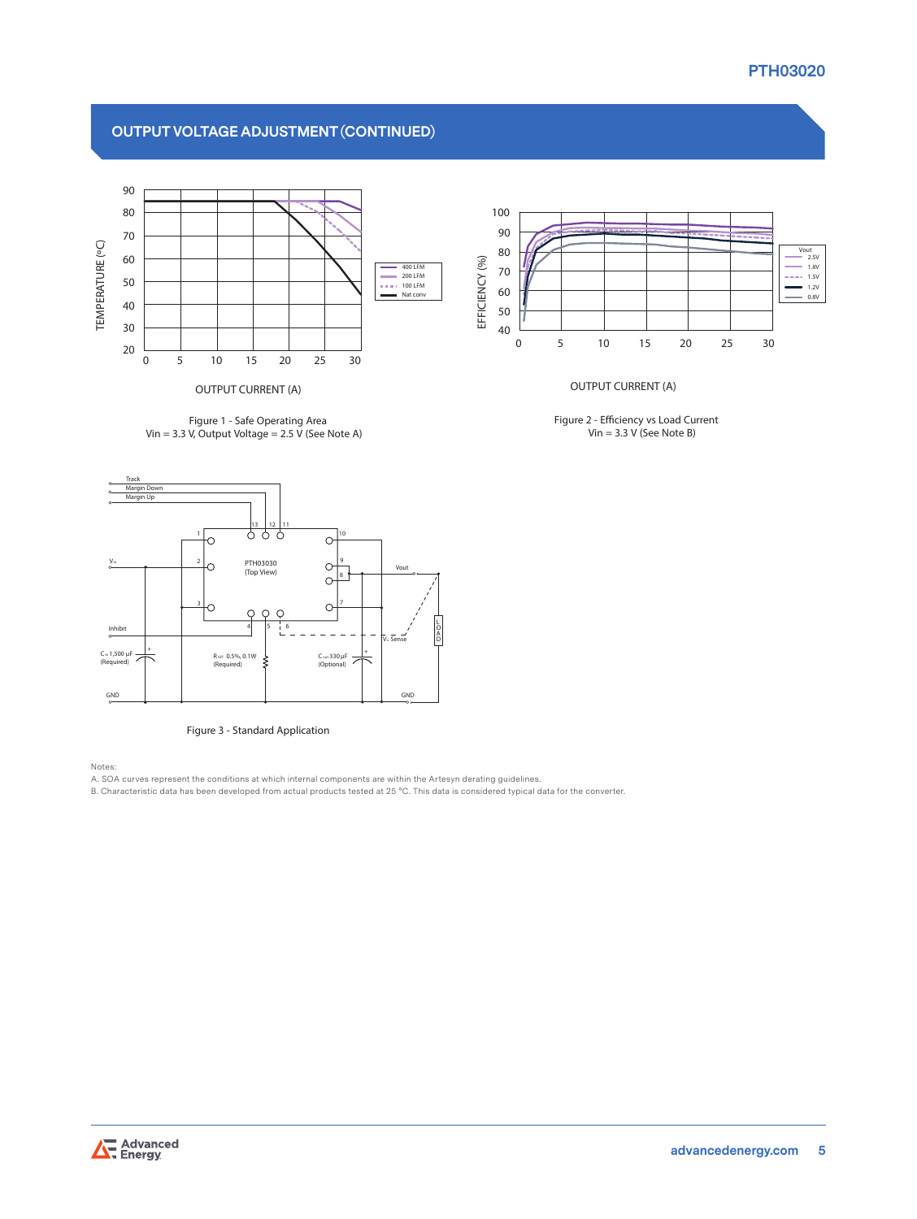## OUTPUT VOLTAGE ADJUSTMENT (CONTINUED)

Figure 1 - Safe Operating Area
Vin = 3.3 V, Output Voltage = 2.5 V (See Note A)

Figure 2 - Efficiency vs Load Current
Vin = 3.3 V (See Note B)

Figure 3 - Standard Application

Notes:

A. SOA curves represent the conditions at which internal components are within the Artesyn derating guidelines.

B. Characteristic data has been developed from actual products tested at 25 °C. This data is considered typical data for the converter.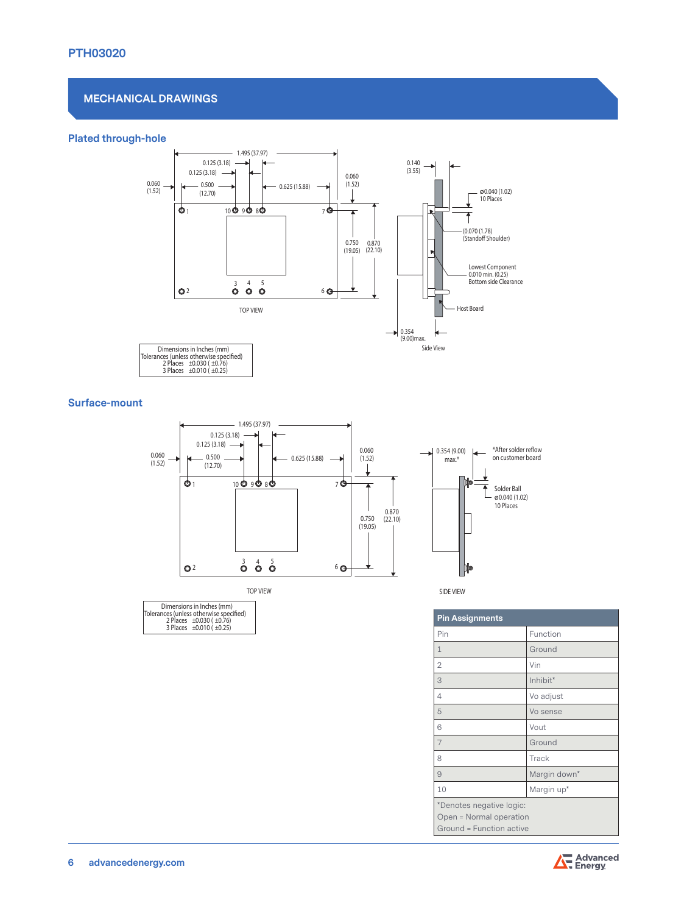## MECHANICAL DRAWINGS

### Plated through-hole

TOP VIEW

Side View

| Dimensions in Inches (mm) |
|---|
| Tolerances (unless otherwise specified) |
| 2 Places ±0.030 ( ±0.76) |
| 3 Places ±0.010 ( ±0.25) |

### Surface-mount

TOP VIEW

SIDE VIEW

| Dimensions in Inches (mm) |
|---|
| Tolerances (unless otherwise specified) |
| 2 Places ±0.030 ( ±0.76) |
| 3 Places ±0.010 ( ±0.25) |

| Pin Assignments | |
|---|---|
| Pin | Function |
| 1 | Ground |
| 2 | Vin |
| 3 | Inhibit* |
| 4 | Vo adjust |
| 5 | Vo sense |
| 6 | Vout |
| 7 | Ground |
| 8 | Track |
| 9 | Margin down* |
| 10 | Margin up* |

*Denotes negative logic:
Open = Normal operation
Ground = Function active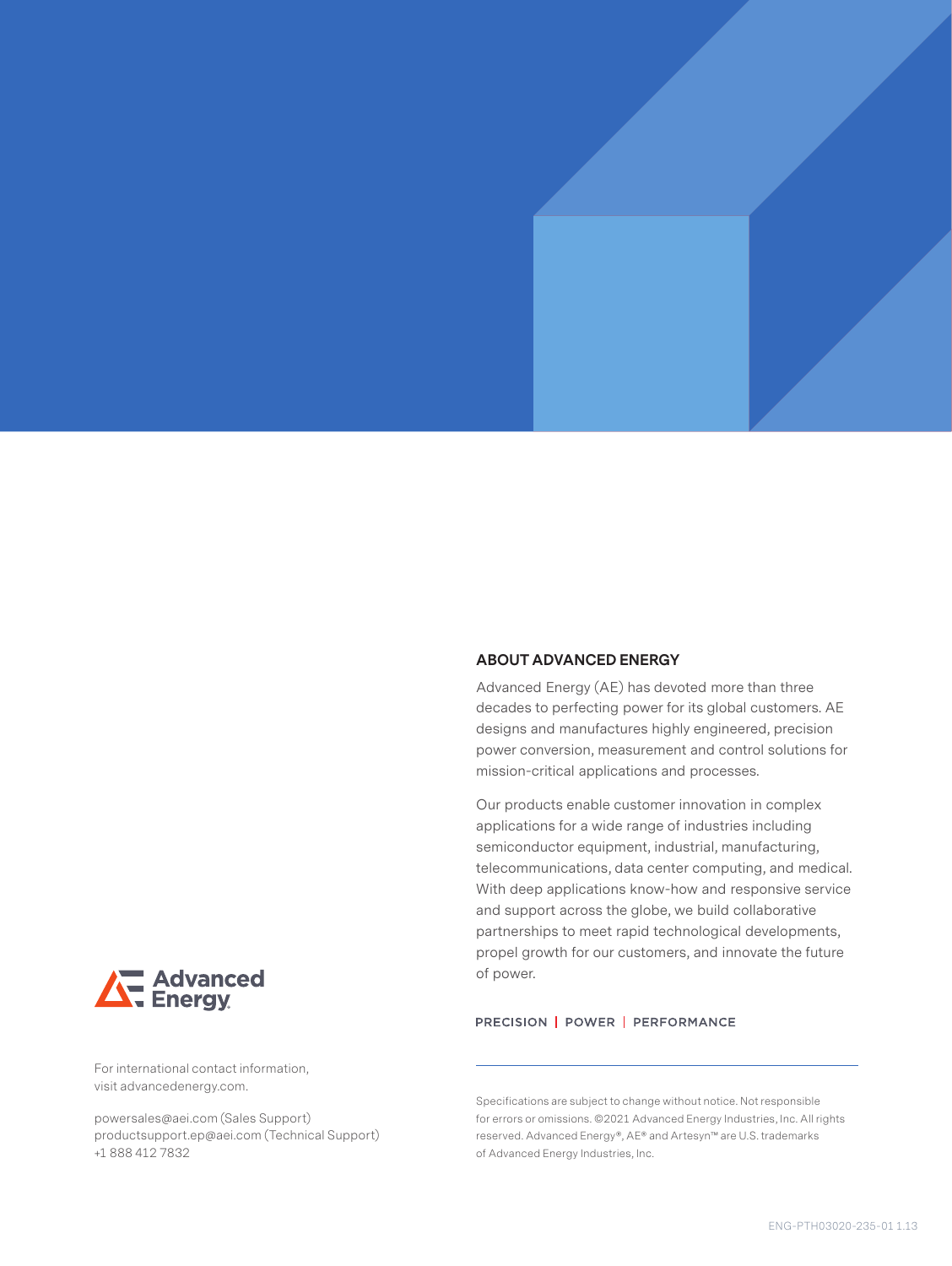## ABOUT ADVANCED ENERGY

Advanced Energy (AE) has devoted more than three decades to perfecting power for its global customers. AE designs and manufactures highly engineered, precision power conversion, measurement and control solutions for mission-critical applications and processes.

Our products enable customer innovation in complex applications for a wide range of industries including semiconductor equipment, industrial, manufacturing, telecommunications, data center computing, and medical. With deep applications know-how and responsive service and support across the globe, we build collaborative partnerships to meet rapid technological developments, propel growth for our customers, and innovate the future of power.

PRECISION | POWER | PERFORMANCE

Advanced Energy

For international contact information, visit advancedenergy.com.

powersales@aei.com (Sales Support)
productsupport.ep@aei.com (Technical Support)
+1 888 412 7832

Specifications are subject to change without notice. Not responsible for errors or omissions. ©2021 Advanced Energy Industries, Inc. All rights reserved. Advanced Energy®, AE® and Artesyn™ are U.S. trademarks of Advanced Energy Industries, Inc.

ENG-PTH03020-235-01 1.13